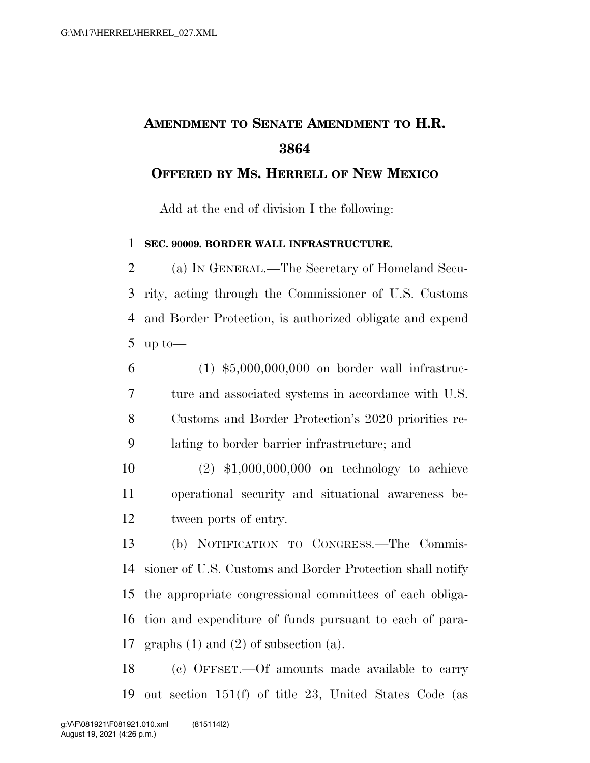# AMENDMENT TO SENATE AMENDMENT TO H.R. 3864

## OFFERED BY MS. HERRELL OF NEW MEXICO

Add at the end of division I the following:

**SEC. 90009. BORDER WALL INFRASTRUCTURE.**

(a) IN GENERAL.—The Secretary of Homeland Security, acting through the Commissioner of U.S. Customs and Border Protection, is authorized obligate and expend up to—

(1) $5,000,000,000 on border wall infrastructure and associated systems in accordance with U.S. Customs and Border Protection's 2020 priorities relating to border barrier infrastructure; and

(2) $1,000,000,000 on technology to achieve operational security and situational awareness between ports of entry.

(b) NOTIFICATION TO CONGRESS.—The Commissioner of U.S. Customs and Border Protection shall notify the appropriate congressional committees of each obligation and expenditure of funds pursuant to each of paragraphs (1) and (2) of subsection (a).

(c) OFFSET.—Of amounts made available to carry out section 151(f) of title 23, United States Code (as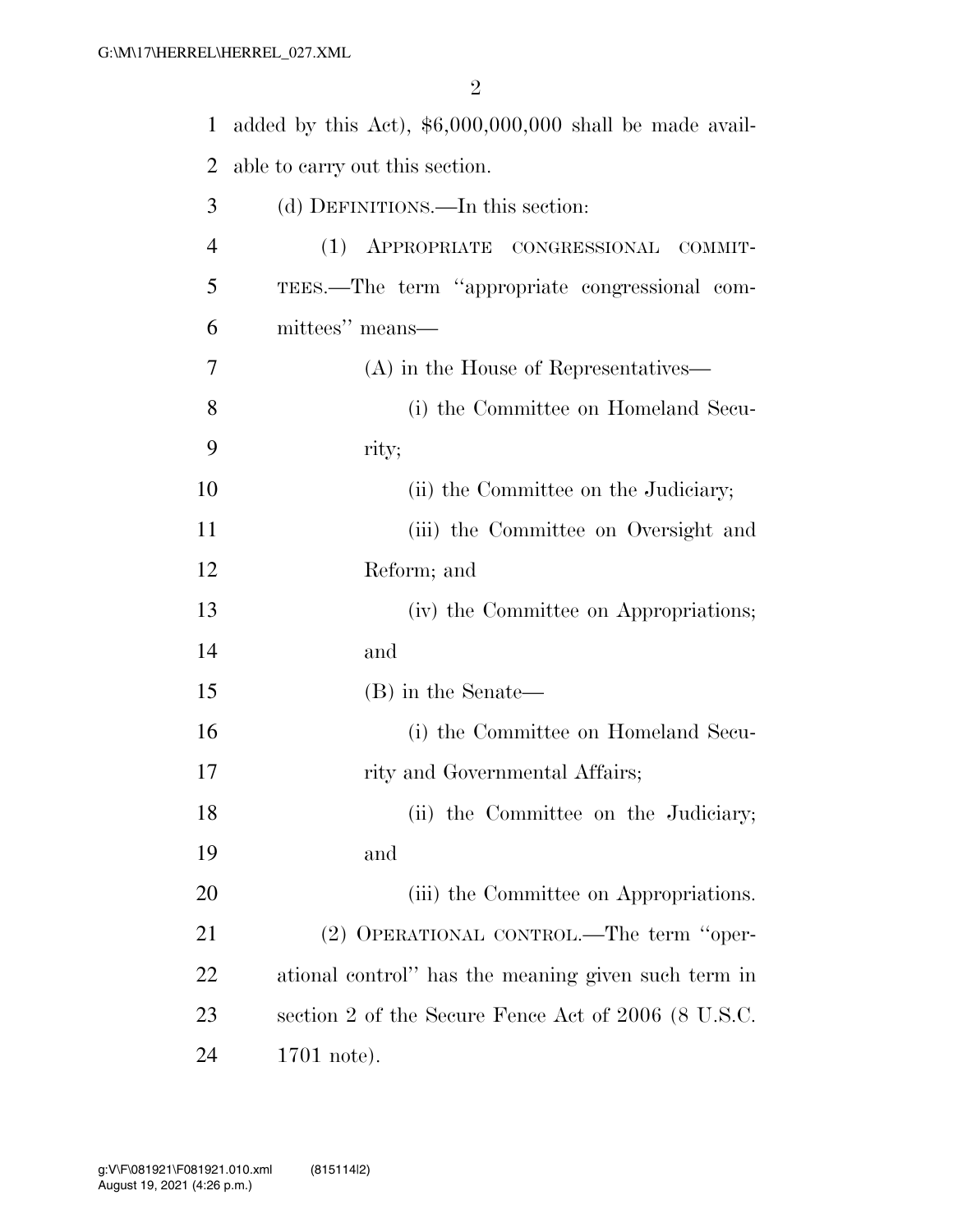added by this Act), $6,000,000,000 shall be made available to carry out this section.

(d) DEFINITIONS.—In this section:

(1) APPROPRIATE CONGRESSIONAL COMMITTEES.—The term ''appropriate congressional committees'' means—

(A) in the House of Representatives—

(i) the Committee on Homeland Security;

(ii) the Committee on the Judiciary;

(iii) the Committee on Oversight and Reform; and

(iv) the Committee on Appropriations; and

(B) in the Senate—

(i) the Committee on Homeland Security and Governmental Affairs;

(ii) the Committee on the Judiciary; and

(iii) the Committee on Appropriations.

(2) OPERATIONAL CONTROL.—The term ''operational control'' has the meaning given such term in section 2 of the Secure Fence Act of 2006 (8 U.S.C. 1701 note).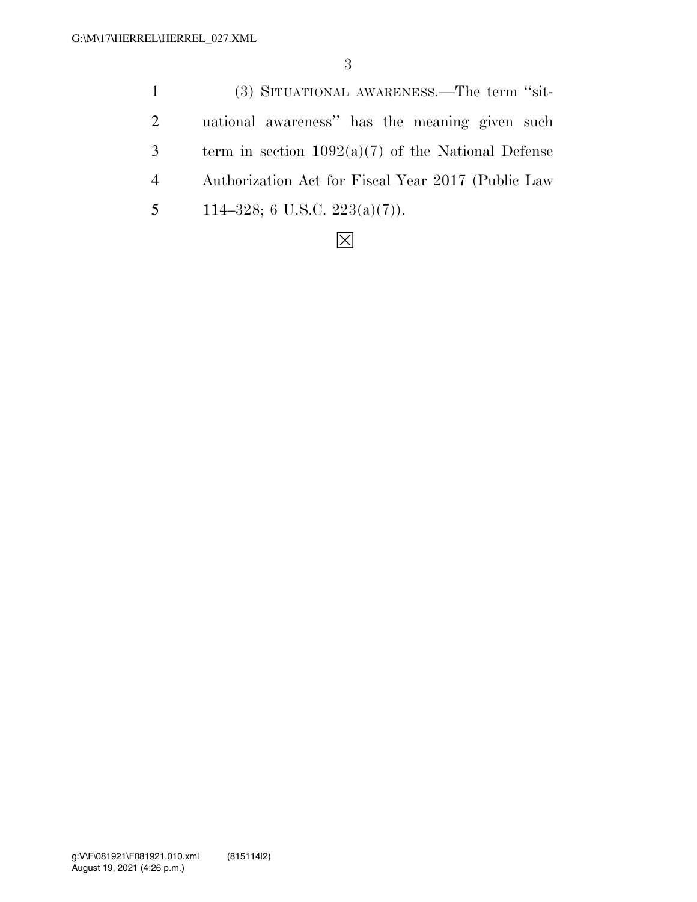(3) SITUATIONAL AWARENESS.—The term "situational awareness" has the meaning given such term in section 1092(a)(7) of the National Defense Authorization Act for Fiscal Year 2017 (Public Law 114–328; 6 U.S.C. 223(a)(7)).